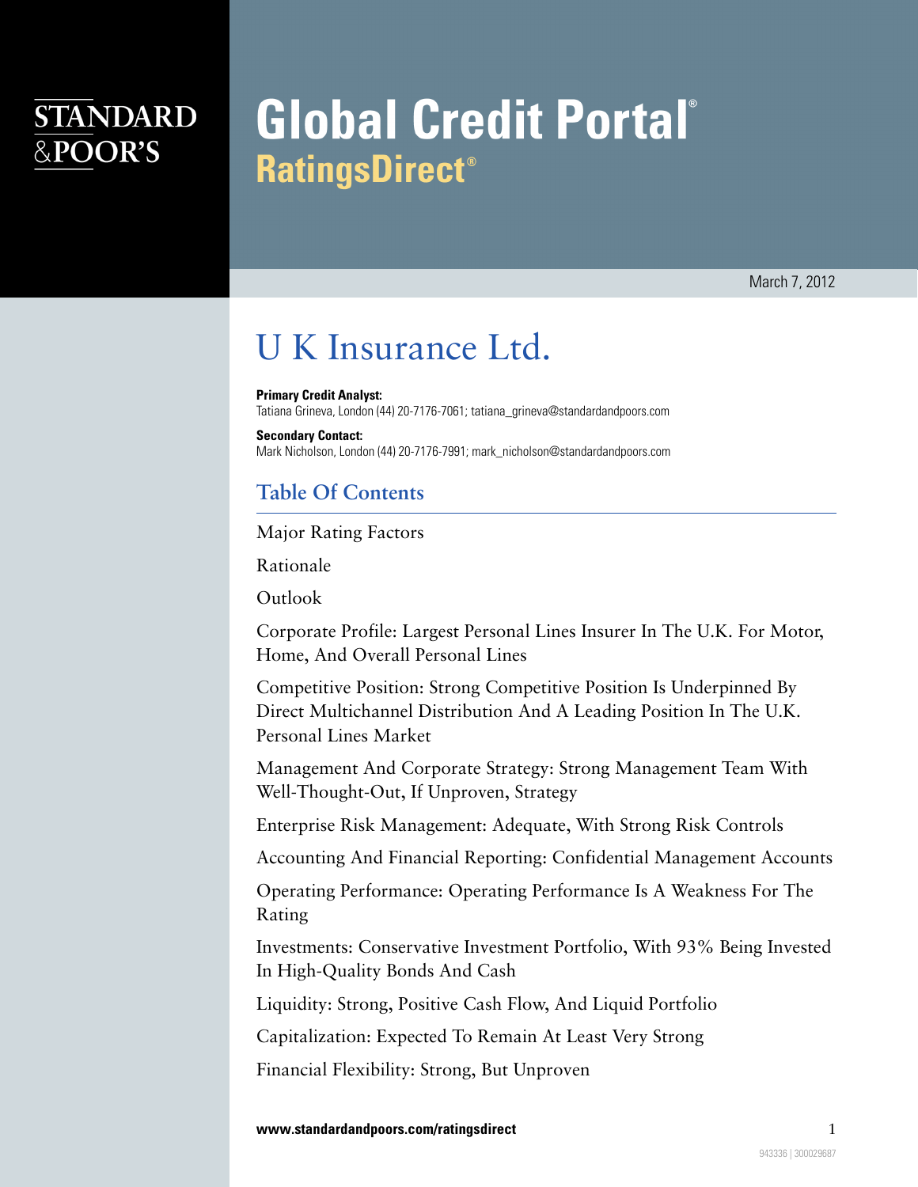# Global Credit Portal
## RatingsDirect®

March 7, 2012

# U K Insurance Ltd.

**Primary Credit Analyst:**
Tatiana Grineva, London (44) 20-7176-7061; tatiana_grineva@standardandpoors.com

**Secondary Contact:**
Mark Nicholson, London (44) 20-7176-7991; mark_nicholson@standardandpoors.com

## Table Of Contents

Major Rating Factors

Rationale

Outlook

Corporate Profile: Largest Personal Lines Insurer In The U.K. For Motor, Home, And Overall Personal Lines

Competitive Position: Strong Competitive Position Is Underpinned By Direct Multichannel Distribution And A Leading Position In The U.K. Personal Lines Market

Management And Corporate Strategy: Strong Management Team With Well-Thought-Out, If Unproven, Strategy

Enterprise Risk Management: Adequate, With Strong Risk Controls

Accounting And Financial Reporting: Confidential Management Accounts

Operating Performance: Operating Performance Is A Weakness For The Rating

Investments: Conservative Investment Portfolio, With 93% Being Invested In High-Quality Bonds And Cash

Liquidity: Strong, Positive Cash Flow, And Liquid Portfolio

Capitalization: Expected To Remain At Least Very Strong

Financial Flexibility: Strong, But Unproven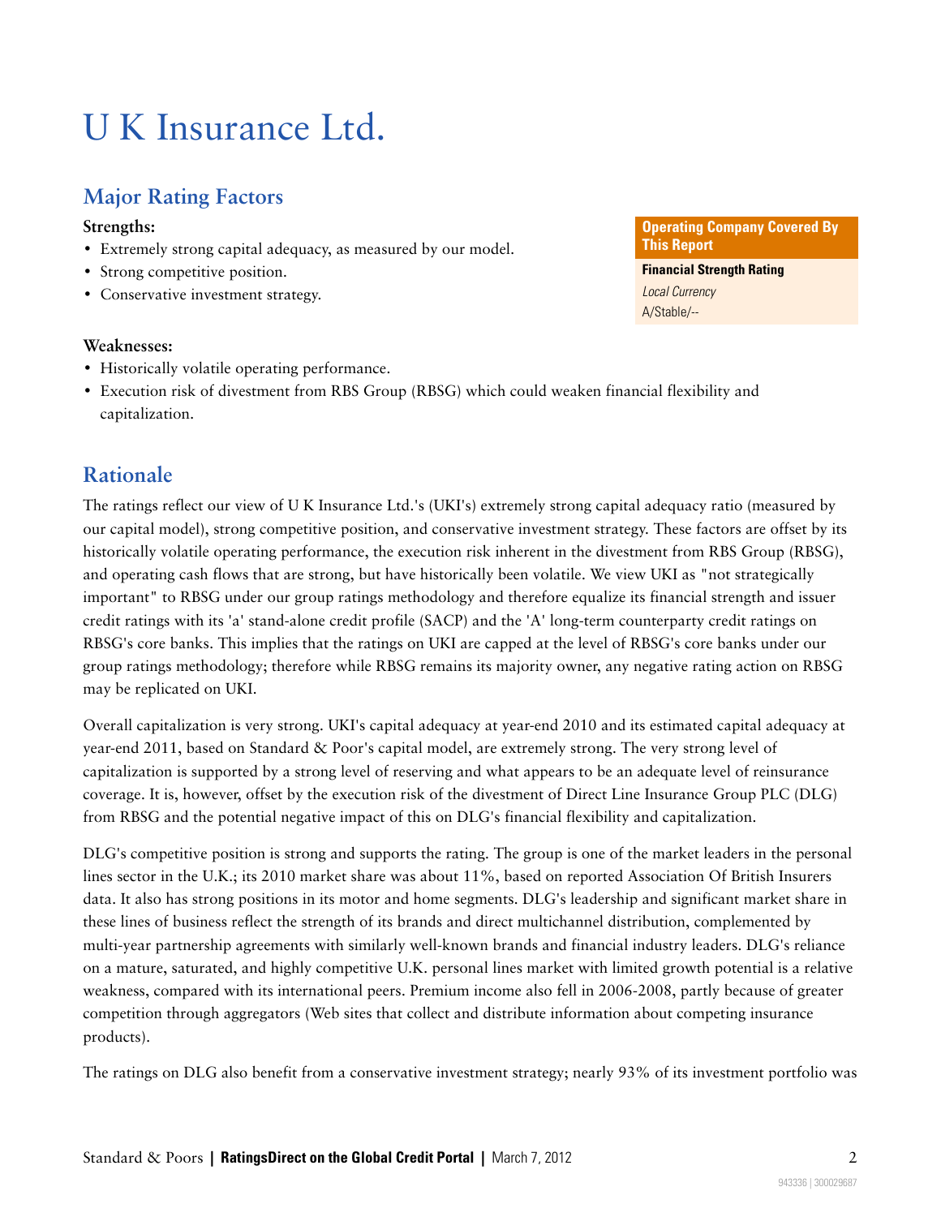# U K Insurance Ltd.

## Major Rating Factors

**Operating Company Covered By This Report**

**Financial Strength Rating**

*Local Currency*

A/Stable/--

**Strengths:**

- Extremely strong capital adequacy, as measured by our model.
- Strong competitive position.
- Conservative investment strategy.

**Weaknesses:**

- Historically volatile operating performance.
- Execution risk of divestment from RBS Group (RBSG) which could weaken financial flexibility and capitalization.

## Rationale

The ratings reflect our view of U K Insurance Ltd.'s (UKI's) extremely strong capital adequacy ratio (measured by our capital model), strong competitive position, and conservative investment strategy. These factors are offset by its historically volatile operating performance, the execution risk inherent in the divestment from RBS Group (RBSG), and operating cash flows that are strong, but have historically been volatile. We view UKI as "not strategically important" to RBSG under our group ratings methodology and therefore equalize its financial strength and issuer credit ratings with its 'a' stand-alone credit profile (SACP) and the 'A' long-term counterparty credit ratings on RBSG's core banks. This implies that the ratings on UKI are capped at the level of RBSG's core banks under our group ratings methodology; therefore while RBSG remains its majority owner, any negative rating action on RBSG may be replicated on UKI.

Overall capitalization is very strong. UKI's capital adequacy at year-end 2010 and its estimated capital adequacy at year-end 2011, based on Standard & Poor's capital model, are extremely strong. The very strong level of capitalization is supported by a strong level of reserving and what appears to be an adequate level of reinsurance coverage. It is, however, offset by the execution risk of the divestment of Direct Line Insurance Group PLC (DLG) from RBSG and the potential negative impact of this on DLG's financial flexibility and capitalization.

DLG's competitive position is strong and supports the rating. The group is one of the market leaders in the personal lines sector in the U.K.; its 2010 market share was about 11%, based on reported Association Of British Insurers data. It also has strong positions in its motor and home segments. DLG's leadership and significant market share in these lines of business reflect the strength of its brands and direct multichannel distribution, complemented by multi-year partnership agreements with similarly well-known brands and financial industry leaders. DLG's reliance on a mature, saturated, and highly competitive U.K. personal lines market with limited growth potential is a relative weakness, compared with its international peers. Premium income also fell in 2006-2008, partly because of greater competition through aggregators (Web sites that collect and distribute information about competing insurance products).

The ratings on DLG also benefit from a conservative investment strategy; nearly 93% of its investment portfolio was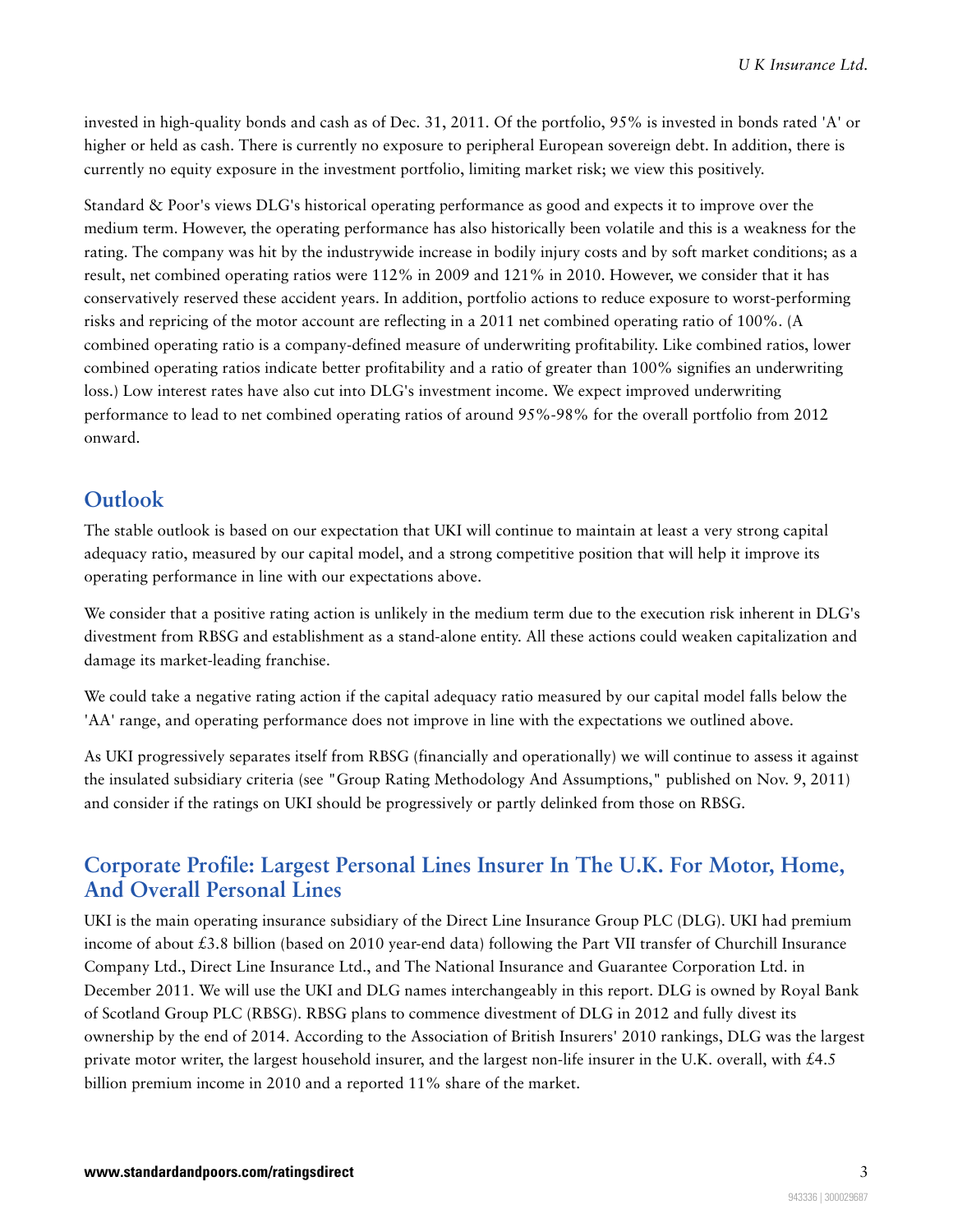invested in high-quality bonds and cash as of Dec. 31, 2011. Of the portfolio, 95% is invested in bonds rated 'A' or higher or held as cash. There is currently no exposure to peripheral European sovereign debt. In addition, there is currently no equity exposure in the investment portfolio, limiting market risk; we view this positively.

Standard & Poor's views DLG's historical operating performance as good and expects it to improve over the medium term. However, the operating performance has also historically been volatile and this is a weakness for the rating. The company was hit by the industrywide increase in bodily injury costs and by soft market conditions; as a result, net combined operating ratios were 112% in 2009 and 121% in 2010. However, we consider that it has conservatively reserved these accident years. In addition, portfolio actions to reduce exposure to worst-performing risks and repricing of the motor account are reflecting in a 2011 net combined operating ratio of 100%. (A combined operating ratio is a company-defined measure of underwriting profitability. Like combined ratios, lower combined operating ratios indicate better profitability and a ratio of greater than 100% signifies an underwriting loss.) Low interest rates have also cut into DLG's investment income. We expect improved underwriting performance to lead to net combined operating ratios of around 95%-98% for the overall portfolio from 2012 onward.

## Outlook

The stable outlook is based on our expectation that UKI will continue to maintain at least a very strong capital adequacy ratio, measured by our capital model, and a strong competitive position that will help it improve its operating performance in line with our expectations above.

We consider that a positive rating action is unlikely in the medium term due to the execution risk inherent in DLG's divestment from RBSG and establishment as a stand-alone entity. All these actions could weaken capitalization and damage its market-leading franchise.

We could take a negative rating action if the capital adequacy ratio measured by our capital model falls below the 'AA' range, and operating performance does not improve in line with the expectations we outlined above.

As UKI progressively separates itself from RBSG (financially and operationally) we will continue to assess it against the insulated subsidiary criteria (see "Group Rating Methodology And Assumptions," published on Nov. 9, 2011) and consider if the ratings on UKI should be progressively or partly delinked from those on RBSG.

## Corporate Profile: Largest Personal Lines Insurer In The U.K. For Motor, Home, And Overall Personal Lines

UKI is the main operating insurance subsidiary of the Direct Line Insurance Group PLC (DLG). UKI had premium income of about £3.8 billion (based on 2010 year-end data) following the Part VII transfer of Churchill Insurance Company Ltd., Direct Line Insurance Ltd., and The National Insurance and Guarantee Corporation Ltd. in December 2011. We will use the UKI and DLG names interchangeably in this report. DLG is owned by Royal Bank of Scotland Group PLC (RBSG). RBSG plans to commence divestment of DLG in 2012 and fully divest its ownership by the end of 2014. According to the Association of British Insurers' 2010 rankings, DLG was the largest private motor writer, the largest household insurer, and the largest non-life insurer in the U.K. overall, with £4.5 billion premium income in 2010 and a reported 11% share of the market.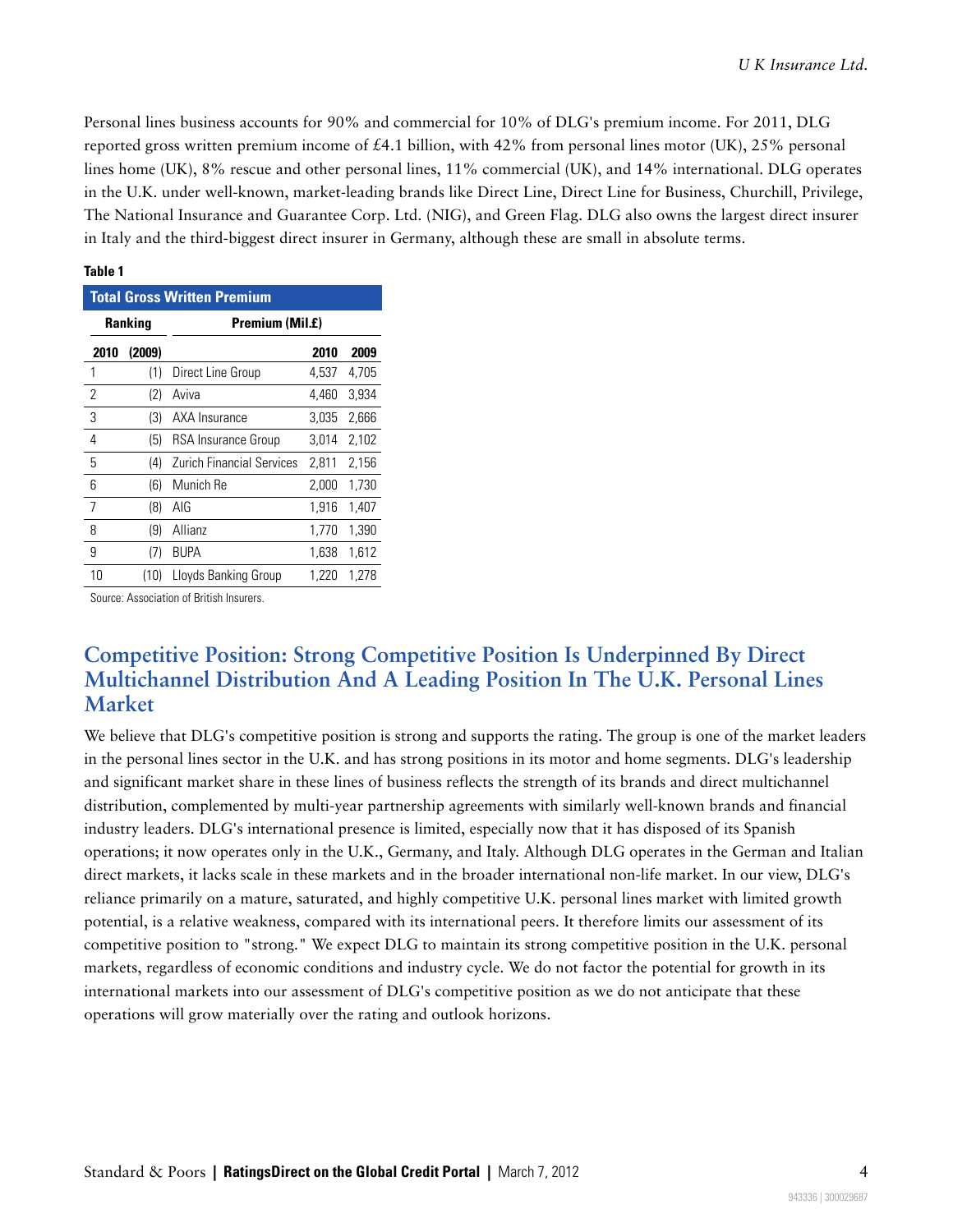Personal lines business accounts for 90% and commercial for 10% of DLG's premium income. For 2011, DLG reported gross written premium income of £4.1 billion, with 42% from personal lines motor (UK), 25% personal lines home (UK), 8% rescue and other personal lines, 11% commercial (UK), and 14% international. DLG operates in the U.K. under well-known, market-leading brands like Direct Line, Direct Line for Business, Churchill, Privilege, The National Insurance and Guarantee Corp. Ltd. (NIG), and Green Flag. DLG also owns the largest direct insurer in Italy and the third-biggest direct insurer in Germany, although these are small in absolute terms.

**Table 1**

| Total Gross Written Premium | | | | |
|---|---|---|---|---|
| Ranking | | | Premium (Mil.£) | |
| 2010 | (2009) | | 2010 | 2009 |
| 1 | (1) | Direct Line Group | 4,537 | 4,705 |
| 2 | (2) | Aviva | 4,460 | 3,934 |
| 3 | (3) | AXA Insurance | 3,035 | 2,666 |
| 4 | (5) | RSA Insurance Group | 3,014 | 2,102 |
| 5 | (4) | Zurich Financial Services | 2,811 | 2,156 |
| 6 | (6) | Munich Re | 2,000 | 1,730 |
| 7 | (8) | AIG | 1,916 | 1,407 |
| 8 | (9) | Allianz | 1,770 | 1,390 |
| 9 | (7) | BUPA | 1,638 | 1,612 |
| 10 | (10) | Lloyds Banking Group | 1,220 | 1,278 |

Source: Association of British Insurers.

## Competitive Position: Strong Competitive Position Is Underpinned By Direct Multichannel Distribution And A Leading Position In The U.K. Personal Lines Market

We believe that DLG's competitive position is strong and supports the rating. The group is one of the market leaders in the personal lines sector in the U.K. and has strong positions in its motor and home segments. DLG's leadership and significant market share in these lines of business reflects the strength of its brands and direct multichannel distribution, complemented by multi-year partnership agreements with similarly well-known brands and financial industry leaders. DLG's international presence is limited, especially now that it has disposed of its Spanish operations; it now operates only in the U.K., Germany, and Italy. Although DLG operates in the German and Italian direct markets, it lacks scale in these markets and in the broader international non-life market. In our view, DLG's reliance primarily on a mature, saturated, and highly competitive U.K. personal lines market with limited growth potential, is a relative weakness, compared with its international peers. It therefore limits our assessment of its competitive position to "strong." We expect DLG to maintain its strong competitive position in the U.K. personal markets, regardless of economic conditions and industry cycle. We do not factor the potential for growth in its international markets into our assessment of DLG's competitive position as we do not anticipate that these operations will grow materially over the rating and outlook horizons.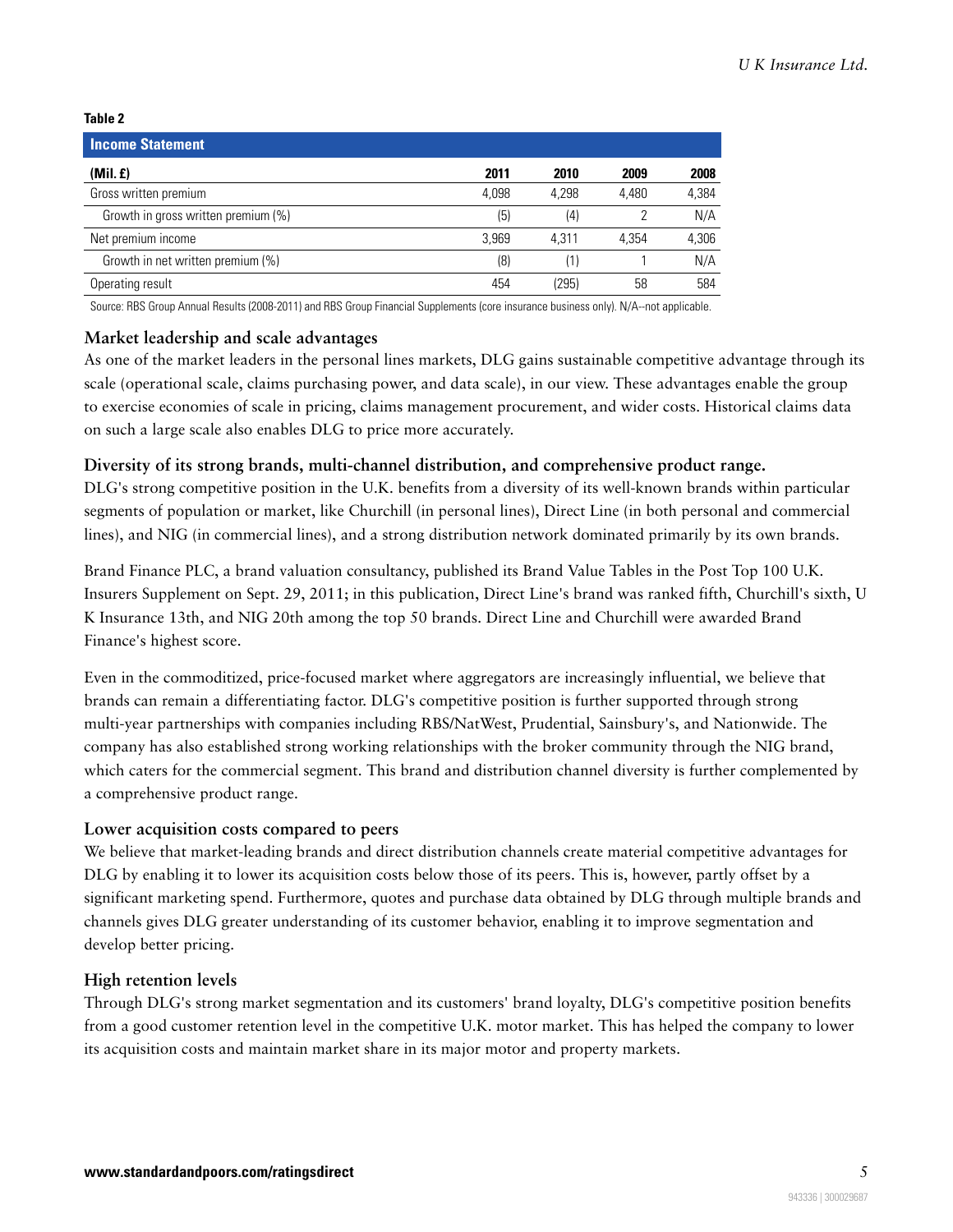**Table 2**

| Income Statement | | | | |
|---|---|---|---|---|
| **(Mil. £)** | **2011** | **2010** | **2009** | **2008** |
| Gross written premium | 4,098 | 4,298 | 4,480 | 4,384 |
| Growth in gross written premium (%) | (5) | (4) | 2 | N/A |
| Net premium income | 3,969 | 4,311 | 4,354 | 4,306 |
| Growth in net written premium (%) | (8) | (1) | 1 | N/A |
| Operating result | 454 | (295) | 58 | 584 |

Source: RBS Group Annual Results (2008-2011) and RBS Group Financial Supplements (core insurance business only). N/A--not applicable.

### Market leadership and scale advantages

As one of the market leaders in the personal lines markets, DLG gains sustainable competitive advantage through its scale (operational scale, claims purchasing power, and data scale), in our view. These advantages enable the group to exercise economies of scale in pricing, claims management procurement, and wider costs. Historical claims data on such a large scale also enables DLG to price more accurately.

### Diversity of its strong brands, multi-channel distribution, and comprehensive product range.

DLG's strong competitive position in the U.K. benefits from a diversity of its well-known brands within particular segments of population or market, like Churchill (in personal lines), Direct Line (in both personal and commercial lines), and NIG (in commercial lines), and a strong distribution network dominated primarily by its own brands.

Brand Finance PLC, a brand valuation consultancy, published its Brand Value Tables in the Post Top 100 U.K. Insurers Supplement on Sept. 29, 2011; in this publication, Direct Line's brand was ranked fifth, Churchill's sixth, U K Insurance 13th, and NIG 20th among the top 50 brands. Direct Line and Churchill were awarded Brand Finance's highest score.

Even in the commoditized, price-focused market where aggregators are increasingly influential, we believe that brands can remain a differentiating factor. DLG's competitive position is further supported through strong multi-year partnerships with companies including RBS/NatWest, Prudential, Sainsbury's, and Nationwide. The company has also established strong working relationships with the broker community through the NIG brand, which caters for the commercial segment. This brand and distribution channel diversity is further complemented by a comprehensive product range.

### Lower acquisition costs compared to peers

We believe that market-leading brands and direct distribution channels create material competitive advantages for DLG by enabling it to lower its acquisition costs below those of its peers. This is, however, partly offset by a significant marketing spend. Furthermore, quotes and purchase data obtained by DLG through multiple brands and channels gives DLG greater understanding of its customer behavior, enabling it to improve segmentation and develop better pricing.

### High retention levels

Through DLG's strong market segmentation and its customers' brand loyalty, DLG's competitive position benefits from a good customer retention level in the competitive U.K. motor market. This has helped the company to lower its acquisition costs and maintain market share in its major motor and property markets.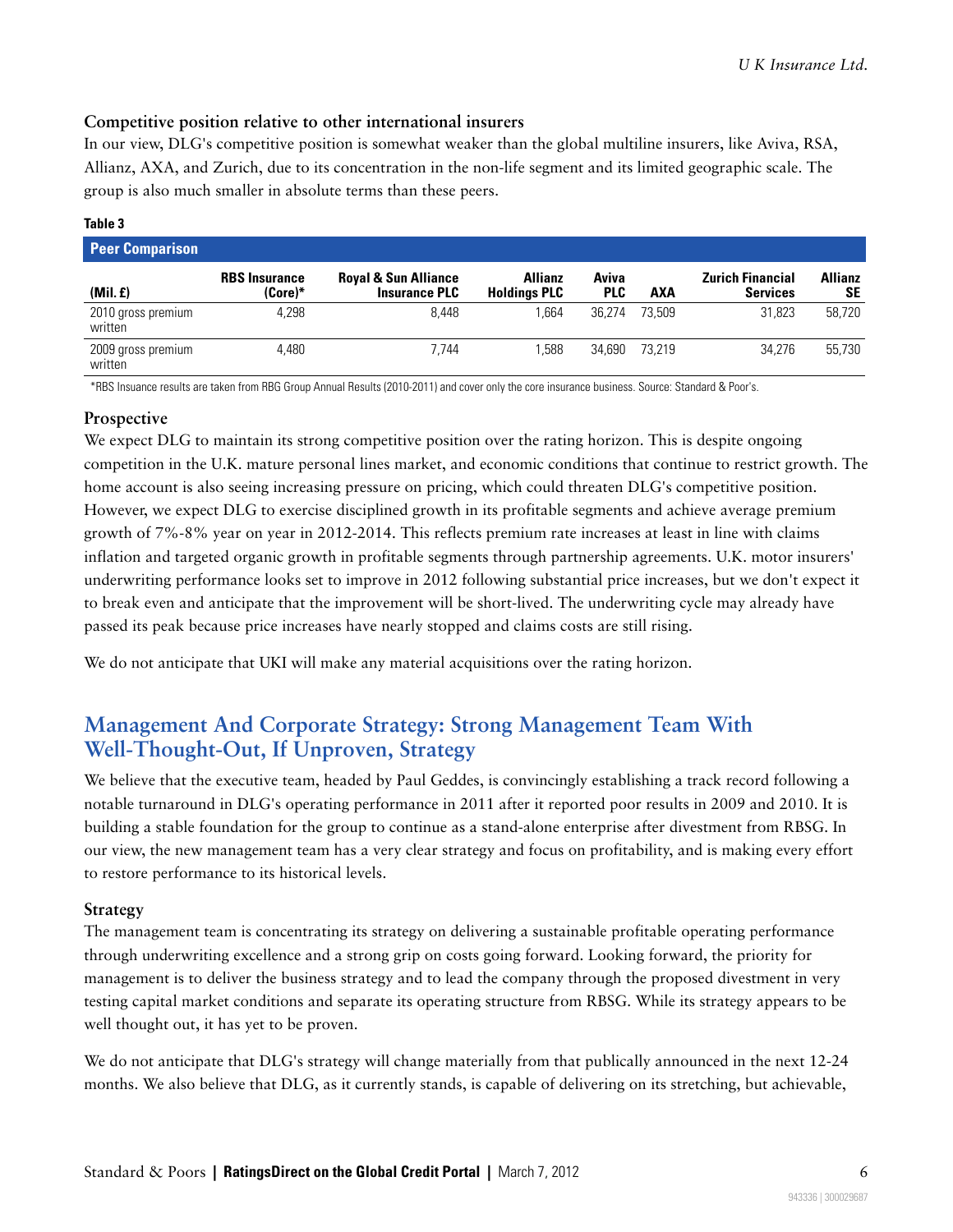### Competitive position relative to other international insurers

In our view, DLG's competitive position is somewhat weaker than the global multiline insurers, like Aviva, RSA, Allianz, AXA, and Zurich, due to its concentration in the non-life segment and its limited geographic scale. The group is also much smaller in absolute terms than these peers.

**Table 3**

| Peer Comparison | | | | | | | |
|---|---|---|---|---|---|---|---|
| (Mil. £) | RBS Insurance (Core)* | Royal & Sun Alliance Insurance PLC | Allianz Holdings PLC | Aviva PLC | AXA | Zurich Financial Services | Allianz SE |
| 2010 gross premium written | 4,298 | 8,448 | 1,664 | 36,274 | 73,509 | 31,823 | 58,720 |
| 2009 gross premium written | 4,480 | 7,744 | 1,588 | 34,690 | 73,219 | 34,276 | 55,730 |

*RBS Insuance results are taken from RBG Group Annual Results (2010-2011) and cover only the core insurance business. Source: Standard & Poor's.

### Prospective

We expect DLG to maintain its strong competitive position over the rating horizon. This is despite ongoing competition in the U.K. mature personal lines market, and economic conditions that continue to restrict growth. The home account is also seeing increasing pressure on pricing, which could threaten DLG's competitive position. However, we expect DLG to exercise disciplined growth in its profitable segments and achieve average premium growth of 7%-8% year on year in 2012-2014. This reflects premium rate increases at least in line with claims inflation and targeted organic growth in profitable segments through partnership agreements. U.K. motor insurers' underwriting performance looks set to improve in 2012 following substantial price increases, but we don't expect it to break even and anticipate that the improvement will be short-lived. The underwriting cycle may already have passed its peak because price increases have nearly stopped and claims costs are still rising.

We do not anticipate that UKI will make any material acquisitions over the rating horizon.

## Management And Corporate Strategy: Strong Management Team With Well-Thought-Out, If Unproven, Strategy

We believe that the executive team, headed by Paul Geddes, is convincingly establishing a track record following a notable turnaround in DLG's operating performance in 2011 after it reported poor results in 2009 and 2010. It is building a stable foundation for the group to continue as a stand-alone enterprise after divestment from RBSG. In our view, the new management team has a very clear strategy and focus on profitability, and is making every effort to restore performance to its historical levels.

### Strategy

The management team is concentrating its strategy on delivering a sustainable profitable operating performance through underwriting excellence and a strong grip on costs going forward. Looking forward, the priority for management is to deliver the business strategy and to lead the company through the proposed divestment in very testing capital market conditions and separate its operating structure from RBSG. While its strategy appears to be well thought out, it has yet to be proven.

We do not anticipate that DLG's strategy will change materially from that publically announced in the next 12-24 months. We also believe that DLG, as it currently stands, is capable of delivering on its stretching, but achievable,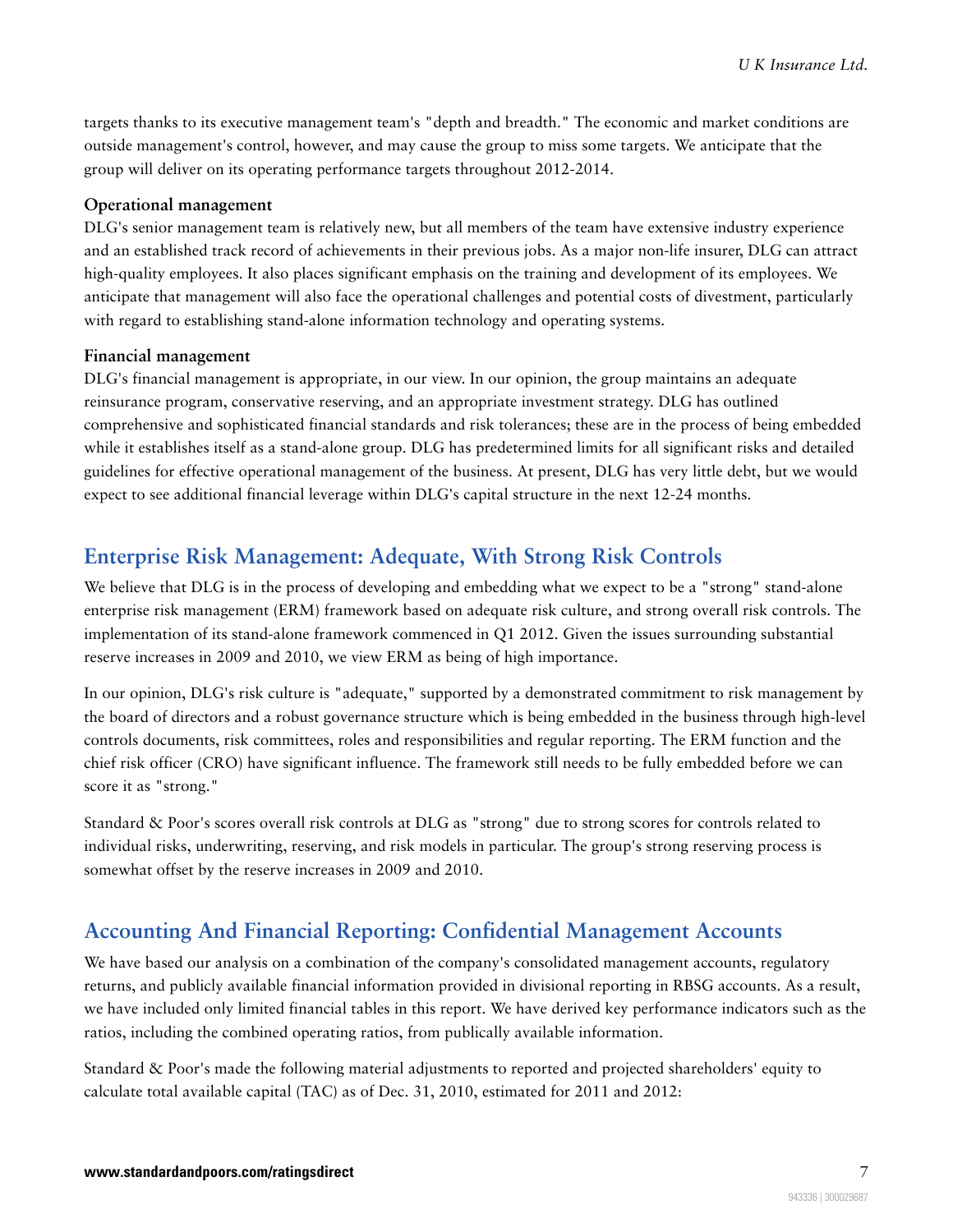targets thanks to its executive management team's "depth and breadth." The economic and market conditions are outside management's control, however, and may cause the group to miss some targets. We anticipate that the group will deliver on its operating performance targets throughout 2012-2014.

**Operational management**

DLG's senior management team is relatively new, but all members of the team have extensive industry experience and an established track record of achievements in their previous jobs. As a major non-life insurer, DLG can attract high-quality employees. It also places significant emphasis on the training and development of its employees. We anticipate that management will also face the operational challenges and potential costs of divestment, particularly with regard to establishing stand-alone information technology and operating systems.

**Financial management**

DLG's financial management is appropriate, in our view. In our opinion, the group maintains an adequate reinsurance program, conservative reserving, and an appropriate investment strategy. DLG has outlined comprehensive and sophisticated financial standards and risk tolerances; these are in the process of being embedded while it establishes itself as a stand-alone group. DLG has predetermined limits for all significant risks and detailed guidelines for effective operational management of the business. At present, DLG has very little debt, but we would expect to see additional financial leverage within DLG's capital structure in the next 12-24 months.

## Enterprise Risk Management: Adequate, With Strong Risk Controls

We believe that DLG is in the process of developing and embedding what we expect to be a "strong" stand-alone enterprise risk management (ERM) framework based on adequate risk culture, and strong overall risk controls. The implementation of its stand-alone framework commenced in Q1 2012. Given the issues surrounding substantial reserve increases in 2009 and 2010, we view ERM as being of high importance.

In our opinion, DLG's risk culture is "adequate," supported by a demonstrated commitment to risk management by the board of directors and a robust governance structure which is being embedded in the business through high-level controls documents, risk committees, roles and responsibilities and regular reporting. The ERM function and the chief risk officer (CRO) have significant influence. The framework still needs to be fully embedded before we can score it as "strong."

Standard & Poor's scores overall risk controls at DLG as "strong" due to strong scores for controls related to individual risks, underwriting, reserving, and risk models in particular. The group's strong reserving process is somewhat offset by the reserve increases in 2009 and 2010.

## Accounting And Financial Reporting: Confidential Management Accounts

We have based our analysis on a combination of the company's consolidated management accounts, regulatory returns, and publicly available financial information provided in divisional reporting in RBSG accounts. As a result, we have included only limited financial tables in this report. We have derived key performance indicators such as the ratios, including the combined operating ratios, from publically available information.

Standard & Poor's made the following material adjustments to reported and projected shareholders' equity to calculate total available capital (TAC) as of Dec. 31, 2010, estimated for 2011 and 2012: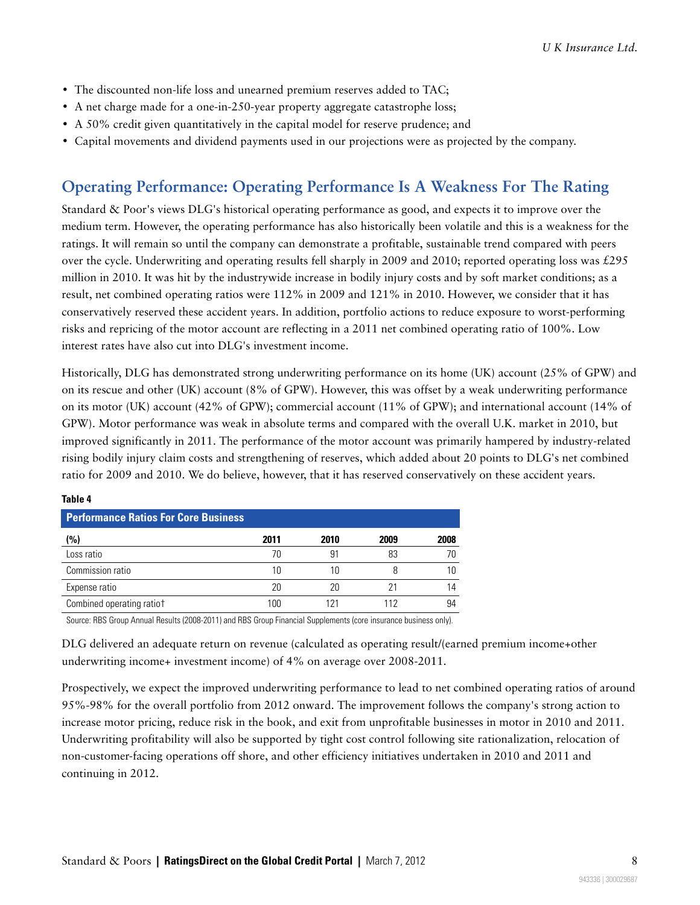- The discounted non-life loss and unearned premium reserves added to TAC;
- A net charge made for a one-in-250-year property aggregate catastrophe loss;
- A 50% credit given quantitatively in the capital model for reserve prudence; and
- Capital movements and dividend payments used in our projections were as projected by the company.

## Operating Performance: Operating Performance Is A Weakness For The Rating

Standard & Poor's views DLG's historical operating performance as good, and expects it to improve over the medium term. However, the operating performance has also historically been volatile and this is a weakness for the ratings. It will remain so until the company can demonstrate a profitable, sustainable trend compared with peers over the cycle. Underwriting and operating results fell sharply in 2009 and 2010; reported operating loss was £295 million in 2010. It was hit by the industrywide increase in bodily injury costs and by soft market conditions; as a result, net combined operating ratios were 112% in 2009 and 121% in 2010. However, we consider that it has conservatively reserved these accident years. In addition, portfolio actions to reduce exposure to worst-performing risks and repricing of the motor account are reflecting in a 2011 net combined operating ratio of 100%. Low interest rates have also cut into DLG's investment income.

Historically, DLG has demonstrated strong underwriting performance on its home (UK) account (25% of GPW) and on its rescue and other (UK) account (8% of GPW). However, this was offset by a weak underwriting performance on its motor (UK) account (42% of GPW); commercial account (11% of GPW); and international account (14% of GPW). Motor performance was weak in absolute terms and compared with the overall U.K. market in 2010, but improved significantly in 2011. The performance of the motor account was primarily hampered by industry-related rising bodily injury claim costs and strengthening of reserves, which added about 20 points to DLG's net combined ratio for 2009 and 2010. We do believe, however, that it has reserved conservatively on these accident years.

**Table 4**

**Performance Ratios For Core Business**

| (%) | 2011 | 2010 | 2009 | 2008 |
|---|---|---|---|---|
| Loss ratio | 70 | 91 | 83 | 70 |
| Commission ratio | 10 | 10 | 8 | 10 |
| Expense ratio | 20 | 20 | 21 | 14 |
| Combined operating ratio† | 100 | 121 | 112 | 94 |

Source: RBS Group Annual Results (2008-2011) and RBS Group Financial Supplements (core insurance business only).

DLG delivered an adequate return on revenue (calculated as operating result/(earned premium income+other underwriting income+ investment income) of 4% on average over 2008-2011.

Prospectively, we expect the improved underwriting performance to lead to net combined operating ratios of around 95%-98% for the overall portfolio from 2012 onward. The improvement follows the company's strong action to increase motor pricing, reduce risk in the book, and exit from unprofitable businesses in motor in 2010 and 2011. Underwriting profitability will also be supported by tight cost control following site rationalization, relocation of non-customer-facing operations off shore, and other efficiency initiatives undertaken in 2010 and 2011 and continuing in 2012.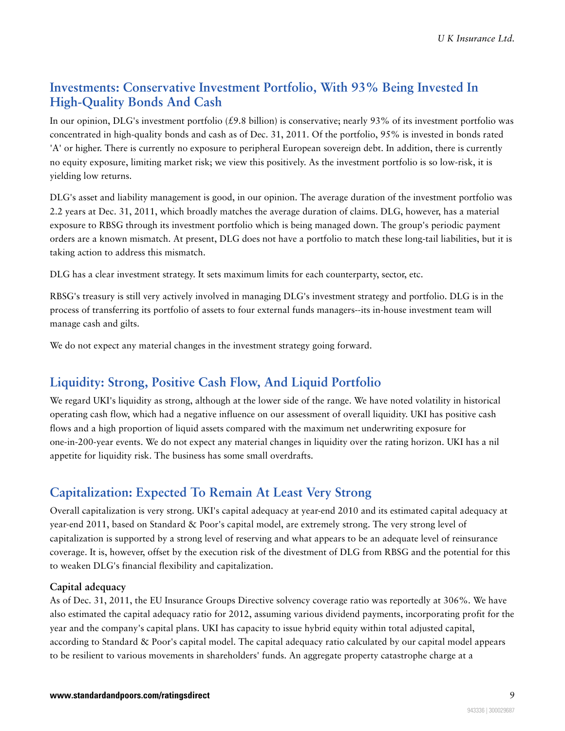## Investments: Conservative Investment Portfolio, With 93% Being Invested In High-Quality Bonds And Cash

In our opinion, DLG's investment portfolio (£9.8 billion) is conservative; nearly 93% of its investment portfolio was concentrated in high-quality bonds and cash as of Dec. 31, 2011. Of the portfolio, 95% is invested in bonds rated 'A' or higher. There is currently no exposure to peripheral European sovereign debt. In addition, there is currently no equity exposure, limiting market risk; we view this positively. As the investment portfolio is so low-risk, it is yielding low returns.

DLG's asset and liability management is good, in our opinion. The average duration of the investment portfolio was 2.2 years at Dec. 31, 2011, which broadly matches the average duration of claims. DLG, however, has a material exposure to RBSG through its investment portfolio which is being managed down. The group's periodic payment orders are a known mismatch. At present, DLG does not have a portfolio to match these long-tail liabilities, but it is taking action to address this mismatch.

DLG has a clear investment strategy. It sets maximum limits for each counterparty, sector, etc.

RBSG's treasury is still very actively involved in managing DLG's investment strategy and portfolio. DLG is in the process of transferring its portfolio of assets to four external funds managers--its in-house investment team will manage cash and gilts.

We do not expect any material changes in the investment strategy going forward.

## Liquidity: Strong, Positive Cash Flow, And Liquid Portfolio

We regard UKI's liquidity as strong, although at the lower side of the range. We have noted volatility in historical operating cash flow, which had a negative influence on our assessment of overall liquidity. UKI has positive cash flows and a high proportion of liquid assets compared with the maximum net underwriting exposure for one-in-200-year events. We do not expect any material changes in liquidity over the rating horizon. UKI has a nil appetite for liquidity risk. The business has some small overdrafts.

## Capitalization: Expected To Remain At Least Very Strong

Overall capitalization is very strong. UKI's capital adequacy at year-end 2010 and its estimated capital adequacy at year-end 2011, based on Standard & Poor's capital model, are extremely strong. The very strong level of capitalization is supported by a strong level of reserving and what appears to be an adequate level of reinsurance coverage. It is, however, offset by the execution risk of the divestment of DLG from RBSG and the potential for this to weaken DLG's financial flexibility and capitalization.

### Capital adequacy

As of Dec. 31, 2011, the EU Insurance Groups Directive solvency coverage ratio was reportedly at 306%. We have also estimated the capital adequacy ratio for 2012, assuming various dividend payments, incorporating profit for the year and the company's capital plans. UKI has capacity to issue hybrid equity within total adjusted capital, according to Standard & Poor's capital model. The capital adequacy ratio calculated by our capital model appears to be resilient to various movements in shareholders' funds. An aggregate property catastrophe charge at a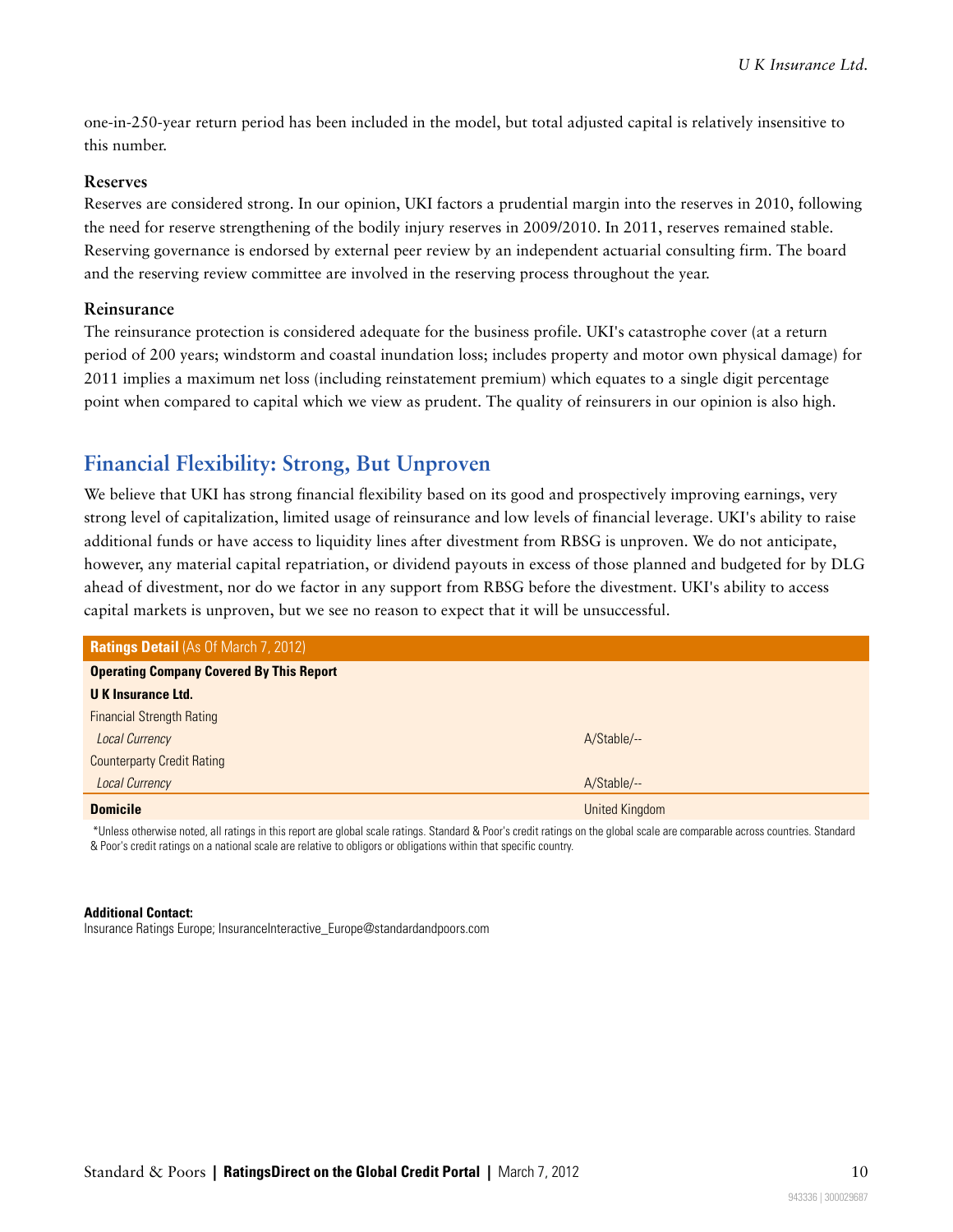one-in-250-year return period has been included in the model, but total adjusted capital is relatively insensitive to this number.

### Reserves

Reserves are considered strong. In our opinion, UKI factors a prudential margin into the reserves in 2010, following the need for reserve strengthening of the bodily injury reserves in 2009/2010. In 2011, reserves remained stable. Reserving governance is endorsed by external peer review by an independent actuarial consulting firm. The board and the reserving review committee are involved in the reserving process throughout the year.

### Reinsurance

The reinsurance protection is considered adequate for the business profile. UKI's catastrophe cover (at a return period of 200 years; windstorm and coastal inundation loss; includes property and motor own physical damage) for 2011 implies a maximum net loss (including reinstatement premium) which equates to a single digit percentage point when compared to capital which we view as prudent. The quality of reinsurers in our opinion is also high.

## Financial Flexibility: Strong, But Unproven

We believe that UKI has strong financial flexibility based on its good and prospectively improving earnings, very strong level of capitalization, limited usage of reinsurance and low levels of financial leverage. UKI's ability to raise additional funds or have access to liquidity lines after divestment from RBSG is unproven. We do not anticipate, however, any material capital repatriation, or dividend payouts in excess of those planned and budgeted for by DLG ahead of divestment, nor do we factor in any support from RBSG before the divestment. UKI's ability to access capital markets is unproven, but we see no reason to expect that it will be unsuccessful.

| **Ratings Detail** (As Of March 7, 2012) | |
|---|---|
| **Operating Company Covered By This Report** | |
| **U K Insurance Ltd.** | |
| Financial Strength Rating | |
| *Local Currency* | A/Stable/-- |
| Counterparty Credit Rating | |
| *Local Currency* | A/Stable/-- |
| **Domicile** | United Kingdom |

*Unless otherwise noted, all ratings in this report are global scale ratings. Standard & Poor's credit ratings on the global scale are comparable across countries. Standard & Poor's credit ratings on a national scale are relative to obligors or obligations within that specific country.

**Additional Contact:**
Insurance Ratings Europe; InsuranceInteractive_Europe@standardandpoors.com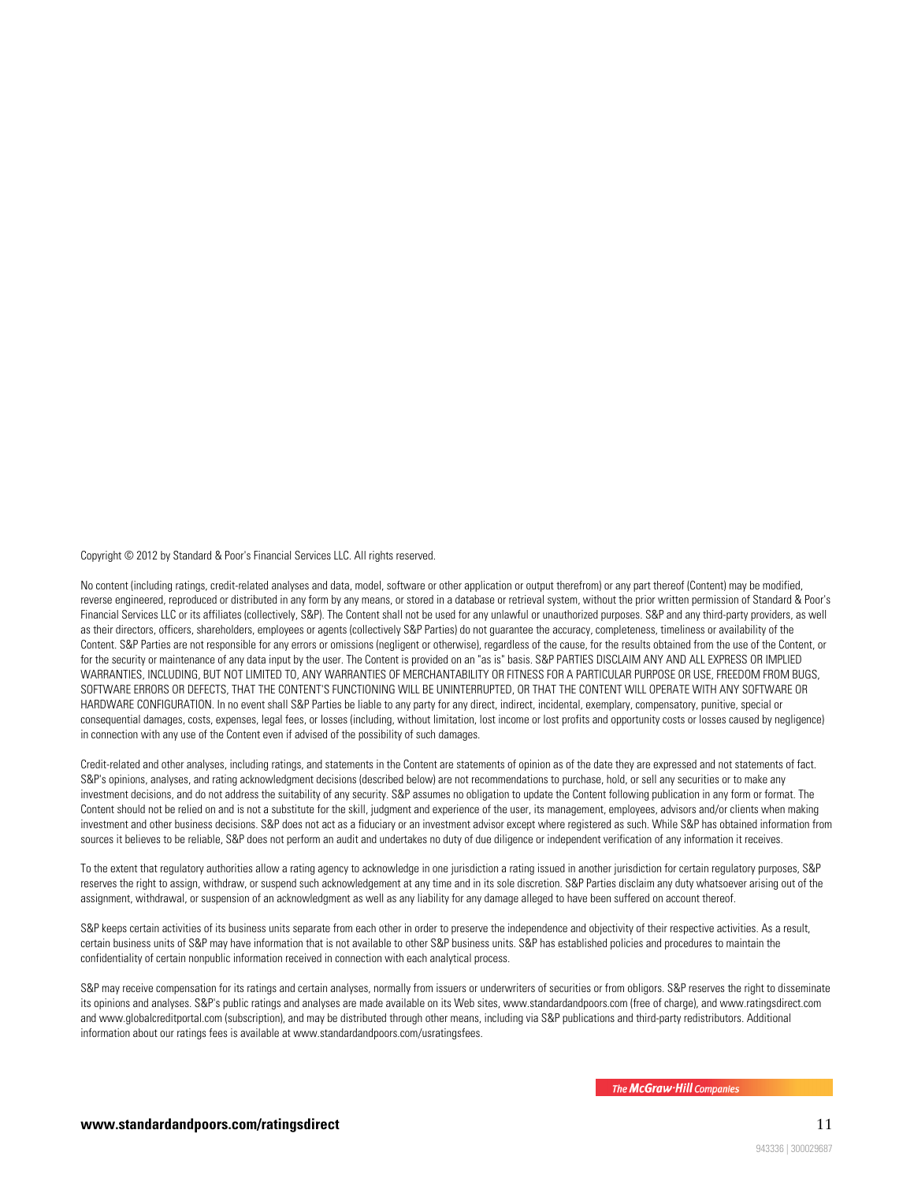Copyright © 2012 by Standard & Poor's Financial Services LLC. All rights reserved.

No content (including ratings, credit-related analyses and data, model, software or other application or output therefrom) or any part thereof (Content) may be modified, reverse engineered, reproduced or distributed in any form by any means, or stored in a database or retrieval system, without the prior written permission of Standard & Poor's Financial Services LLC or its affiliates (collectively, S&P). The Content shall not be used for any unlawful or unauthorized purposes. S&P and any third-party providers, as well as their directors, officers, shareholders, employees or agents (collectively S&P Parties) do not guarantee the accuracy, completeness, timeliness or availability of the Content. S&P Parties are not responsible for any errors or omissions (negligent or otherwise), regardless of the cause, for the results obtained from the use of the Content, or for the security or maintenance of any data input by the user. The Content is provided on an "as is" basis. S&P PARTIES DISCLAIM ANY AND ALL EXPRESS OR IMPLIED WARRANTIES, INCLUDING, BUT NOT LIMITED TO, ANY WARRANTIES OF MERCHANTABILITY OR FITNESS FOR A PARTICULAR PURPOSE OR USE, FREEDOM FROM BUGS, SOFTWARE ERRORS OR DEFECTS, THAT THE CONTENT'S FUNCTIONING WILL BE UNINTERRUPTED, OR THAT THE CONTENT WILL OPERATE WITH ANY SOFTWARE OR HARDWARE CONFIGURATION. In no event shall S&P Parties be liable to any party for any direct, indirect, incidental, exemplary, compensatory, punitive, special or consequential damages, costs, expenses, legal fees, or losses (including, without limitation, lost income or lost profits and opportunity costs or losses caused by negligence) in connection with any use of the Content even if advised of the possibility of such damages.

Credit-related and other analyses, including ratings, and statements in the Content are statements of opinion as of the date they are expressed and not statements of fact. S&P's opinions, analyses, and rating acknowledgment decisions (described below) are not recommendations to purchase, hold, or sell any securities or to make any investment decisions, and do not address the suitability of any security. S&P assumes no obligation to update the Content following publication in any form or format. The Content should not be relied on and is not a substitute for the skill, judgment and experience of the user, its management, employees, advisors and/or clients when making investment and other business decisions. S&P does not act as a fiduciary or an investment advisor except where registered as such. While S&P has obtained information from sources it believes to be reliable, S&P does not perform an audit and undertakes no duty of due diligence or independent verification of any information it receives.

To the extent that regulatory authorities allow a rating agency to acknowledge in one jurisdiction a rating issued in another jurisdiction for certain regulatory purposes, S&P reserves the right to assign, withdraw, or suspend such acknowledgement at any time and in its sole discretion. S&P Parties disclaim any duty whatsoever arising out of the assignment, withdrawal, or suspension of an acknowledgment as well as any liability for any damage alleged to have been suffered on account thereof.

S&P keeps certain activities of its business units separate from each other in order to preserve the independence and objectivity of their respective activities. As a result, certain business units of S&P may have information that is not available to other S&P business units. S&P has established policies and procedures to maintain the confidentiality of certain nonpublic information received in connection with each analytical process.

S&P may receive compensation for its ratings and certain analyses, normally from issuers or underwriters of securities or from obligors. S&P reserves the right to disseminate its opinions and analyses. S&P's public ratings and analyses are made available on its Web sites, www.standardandpoors.com (free of charge), and www.ratingsdirect.com and www.globalcreditportal.com (subscription), and may be distributed through other means, including via S&P publications and third-party redistributors. Additional information about our ratings fees is available at www.standardandpoors.com/usratingsfees.

The McGraw-Hill Companies